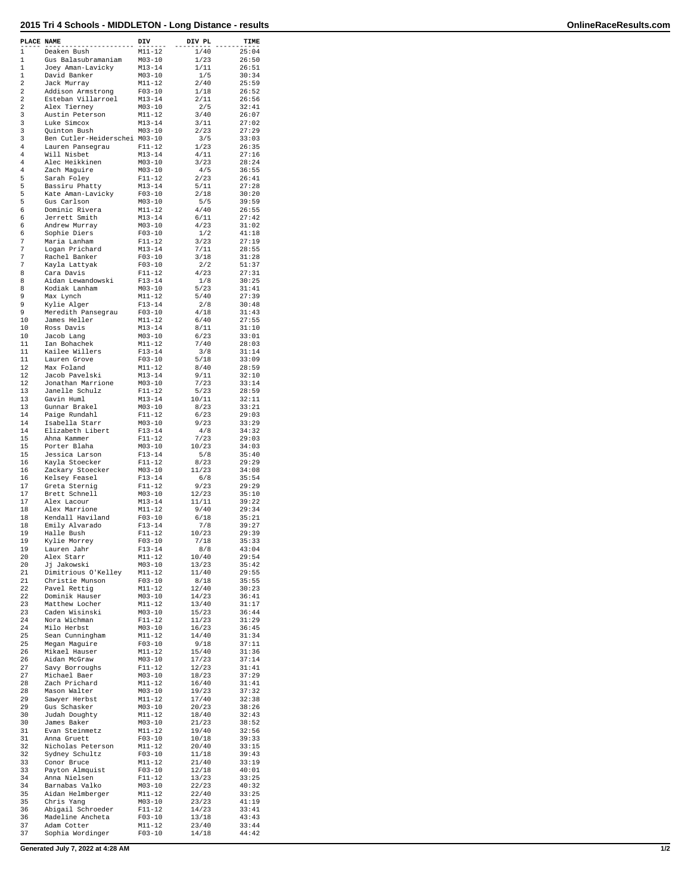# 2015 Tri 4 Schools - MIDDLETON - Long Distance - results

| PLACE | NAME | DIV | DIV PL | TIME |
|---|---|---|---|---|
| 1 | Deaken Bush | M11-12 | 1/40 | 25:04 |
| 1 | Gus Balasubramaniam | M03-10 | 1/23 | 26:50 |
| 1 | Joey Aman-Lavicky | M13-14 | 1/11 | 26:51 |
| 1 | David Banker | M03-10 | 1/5 | 30:34 |
| 2 | Jack Murray | M11-12 | 2/40 | 25:59 |
| 2 | Addison Armstrong | F03-10 | 1/18 | 26:52 |
| 2 | Esteban Villarroel | M13-14 | 2/11 | 26:56 |
| 2 | Alex Tierney | M03-10 | 2/5 | 32:41 |
| 3 | Austin Peterson | M11-12 | 3/40 | 26:07 |
| 3 | Luke Simcox | M13-14 | 3/11 | 27:02 |
| 3 | Quinton Bush | M03-10 | 2/23 | 27:29 |
| 3 | Ben Cutler-Heiderschei | M03-10 | 3/5 | 33:03 |
| 4 | Lauren Pansegrau | F11-12 | 1/23 | 26:35 |
| 4 | Will Nisbet | M13-14 | 4/11 | 27:16 |
| 4 | Alec Heikkinen | M03-10 | 3/23 | 28:24 |
| 4 | Zach Maguire | M03-10 | 4/5 | 36:55 |
| 5 | Sarah Foley | F11-12 | 2/23 | 26:41 |
| 5 | Bassiru Phatty | M13-14 | 5/11 | 27:28 |
| 5 | Kate Aman-Lavicky | F03-10 | 2/18 | 30:20 |
| 5 | Gus Carlson | M03-10 | 5/5 | 39:59 |
| 6 | Dominic Rivera | M11-12 | 4/40 | 26:55 |
| 6 | Jerrett Smith | M13-14 | 6/11 | 27:42 |
| 6 | Andrew Murray | M03-10 | 4/23 | 31:02 |
| 6 | Sophie Diers | F03-10 | 1/2 | 41:18 |
| 7 | Maria Lanham | F11-12 | 3/23 | 27:19 |
| 7 | Logan Prichard | M13-14 | 7/11 | 28:55 |
| 7 | Rachel Banker | F03-10 | 3/18 | 31:28 |
| 7 | Kayla Lattyak | F03-10 | 2/2 | 51:37 |
| 8 | Cara Davis | F11-12 | 4/23 | 27:31 |
| 8 | Aidan Lewandowski | F13-14 | 1/8 | 30:25 |
| 8 | Kodiak Lanham | M03-10 | 5/23 | 31:41 |
| 9 | Max Lynch | M11-12 | 5/40 | 27:39 |
| 9 | Kylie Alger | F13-14 | 2/8 | 30:48 |
| 9 | Meredith Pansegrau | F03-10 | 4/18 | 31:43 |
| 10 | James Heller | M11-12 | 6/40 | 27:55 |
| 10 | Ross Davis | M13-14 | 8/11 | 31:10 |
| 10 | Jacob Lang | M03-10 | 6/23 | 33:01 |
| 11 | Ian Bohachek | M11-12 | 7/40 | 28:03 |
| 11 | Kailee Willers | F13-14 | 3/8 | 31:14 |
| 11 | Lauren Grove | F03-10 | 5/18 | 33:09 |
| 12 | Max Foland | M11-12 | 8/40 | 28:59 |
| 12 | Jacob Pavelski | M13-14 | 9/11 | 32:10 |
| 12 | Jonathan Marrione | M03-10 | 7/23 | 33:14 |
| 13 | Janelle Schulz | F11-12 | 5/23 | 28:59 |
| 13 | Gavin Huml | M13-14 | 10/11 | 32:11 |
| 13 | Gunnar Brakel | M03-10 | 8/23 | 33:21 |
| 14 | Paige Rundahl | F11-12 | 6/23 | 29:03 |
| 14 | Isabella Starr | M03-10 | 9/23 | 33:29 |
| 14 | Elizabeth Libert | F13-14 | 4/8 | 34:32 |
| 15 | Ahna Kammer | F11-12 | 7/23 | 29:03 |
| 15 | Porter Blaha | M03-10 | 10/23 | 34:03 |
| 15 | Jessica Larson | F13-14 | 5/8 | 35:40 |
| 16 | Kayla Stoecker | F11-12 | 8/23 | 29:29 |
| 16 | Zackary Stoecker | M03-10 | 11/23 | 34:08 |
| 16 | Kelsey Feasel | F13-14 | 6/8 | 35:54 |
| 17 | Greta Sternig | F11-12 | 9/23 | 29:29 |
| 17 | Brett Schnell | M03-10 | 12/23 | 35:10 |
| 17 | Alex Lacour | M13-14 | 11/11 | 39:22 |
| 18 | Alex Marrione | M11-12 | 9/40 | 29:34 |
| 18 | Kendall Haviland | F03-10 | 6/18 | 35:21 |
| 18 | Emily Alvarado | F13-14 | 7/8 | 39:27 |
| 19 | Halle Bush | F11-12 | 10/23 | 29:39 |
| 19 | Kylie Morrey | F03-10 | 7/18 | 35:33 |
| 19 | Lauren Jahr | F13-14 | 8/8 | 43:04 |
| 20 | Alex Starr | M11-12 | 10/40 | 29:54 |
| 20 | Jj Jakowski | M03-10 | 13/23 | 35:42 |
| 21 | Dimitrious O'Kelley | M11-12 | 11/40 | 29:55 |
| 21 | Christie Munson | F03-10 | 8/18 | 35:55 |
| 22 | Pavel Rettig | M11-12 | 12/40 | 30:23 |
| 22 | Dominik Hauser | M03-10 | 14/23 | 36:41 |
| 23 | Matthew Locher | M11-12 | 13/40 | 31:17 |
| 23 | Caden Wisinski | M03-10 | 15/23 | 36:44 |
| 24 | Nora Wichman | F11-12 | 11/23 | 31:29 |
| 24 | Milo Herbst | M03-10 | 16/23 | 36:45 |
| 25 | Sean Cunningham | M11-12 | 14/40 | 31:34 |
| 25 | Megan Maguire | F03-10 | 9/18 | 37:11 |
| 26 | Mikael Hauser | M11-12 | 15/40 | 31:36 |
| 26 | Aidan McGraw | M03-10 | 17/23 | 37:14 |
| 27 | Savy Borroughs | F11-12 | 12/23 | 31:41 |
| 27 | Michael Baer | M03-10 | 18/23 | 37:29 |
| 28 | Zach Prichard | M11-12 | 16/40 | 31:41 |
| 28 | Mason Walter | M03-10 | 19/23 | 37:32 |
| 29 | Sawyer Herbst | M11-12 | 17/40 | 32:38 |
| 29 | Gus Schasker | M03-10 | 20/23 | 38:26 |
| 30 | Judah Doughty | M11-12 | 18/40 | 32:43 |
| 30 | James Baker | M03-10 | 21/23 | 38:52 |
| 31 | Evan Steinmetz | M11-12 | 19/40 | 32:56 |
| 31 | Anna Gruett | F03-10 | 10/18 | 39:33 |
| 32 | Nicholas Peterson | M11-12 | 20/40 | 33:15 |
| 32 | Sydney Schultz | F03-10 | 11/18 | 39:43 |
| 33 | Conor Bruce | M11-12 | 21/40 | 33:19 |
| 33 | Payton Almquist | F03-10 | 12/18 | 40:01 |
| 34 | Anna Nielsen | F11-12 | 13/23 | 33:25 |
| 34 | Barnabas Valko | M03-10 | 22/23 | 40:32 |
| 35 | Aidan Helmberger | M11-12 | 22/40 | 33:25 |
| 35 | Chris Yang | M03-10 | 23/23 | 41:19 |
| 36 | Abigail Schroeder | F11-12 | 14/23 | 33:41 |
| 36 | Madeline Ancheta | F03-10 | 13/18 | 43:43 |
| 37 | Adam Cotter | M11-12 | 23/40 | 33:44 |
| 37 | Sophia Wordinger | F03-10 | 14/18 | 44:42 |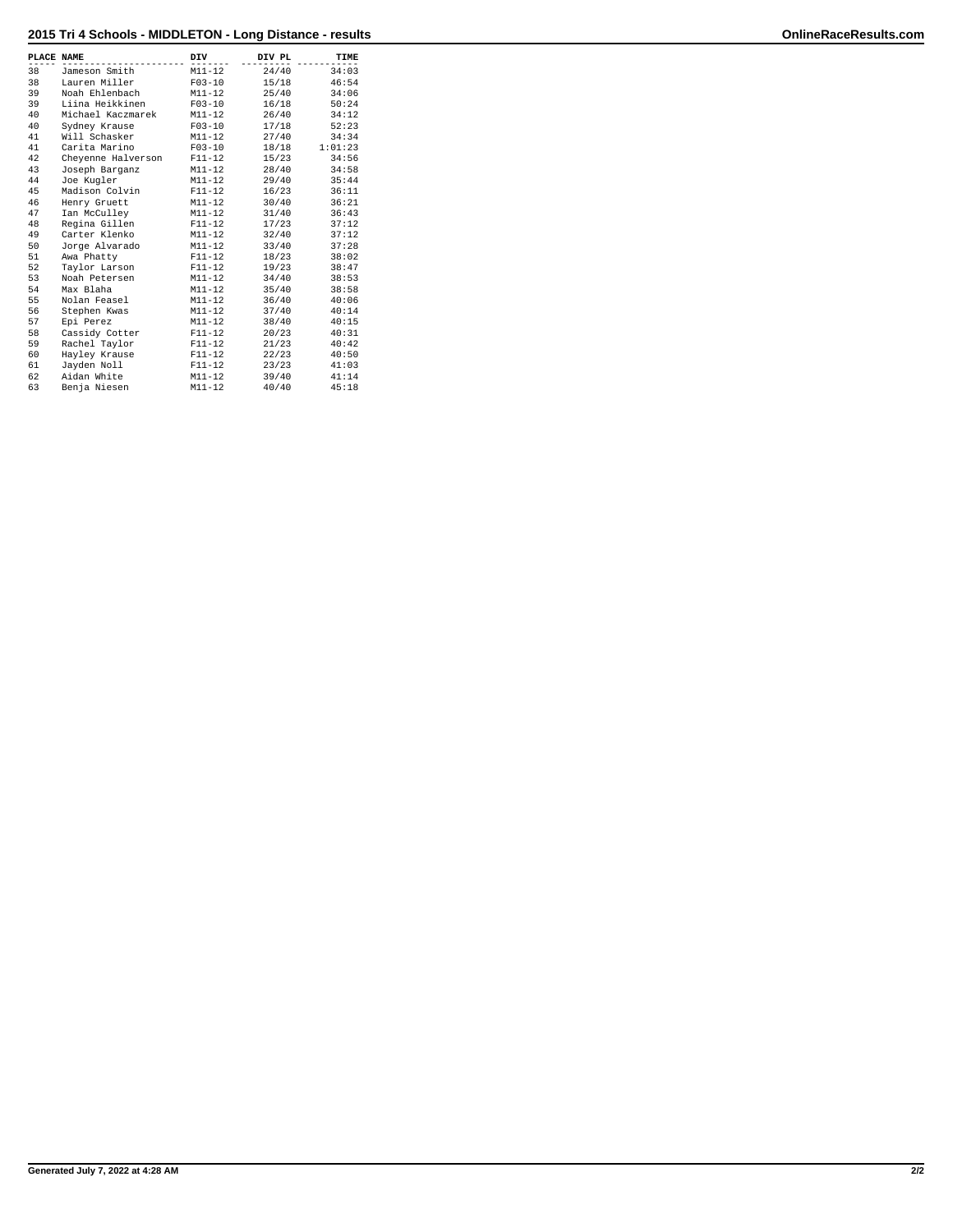| PLACE | NAME | DIV | DIV PL | TIME |
|---|---|---|---|---|
| 38 | Jameson Smith | M11-12 | 24/40 | 34:03 |
| 38 | Lauren Miller | F03-10 | 15/18 | 46:54 |
| 39 | Noah Ehlenbach | M11-12 | 25/40 | 34:06 |
| 39 | Liina Heikkinen | F03-10 | 16/18 | 50:24 |
| 40 | Michael Kaczmarek | M11-12 | 26/40 | 34:12 |
| 40 | Sydney Krause | F03-10 | 17/18 | 52:23 |
| 41 | Will Schasker | M11-12 | 27/40 | 34:34 |
| 41 | Carita Marino | F03-10 | 18/18 | 1:01:23 |
| 42 | Cheyenne Halverson | F11-12 | 15/23 | 34:56 |
| 43 | Joseph Barganz | M11-12 | 28/40 | 34:58 |
| 44 | Joe Kugler | M11-12 | 29/40 | 35:44 |
| 45 | Madison Colvin | F11-12 | 16/23 | 36:11 |
| 46 | Henry Gruett | M11-12 | 30/40 | 36:21 |
| 47 | Ian McCulley | M11-12 | 31/40 | 36:43 |
| 48 | Regina Gillen | F11-12 | 17/23 | 37:12 |
| 49 | Carter Klenko | M11-12 | 32/40 | 37:12 |
| 50 | Jorge Alvarado | M11-12 | 33/40 | 37:28 |
| 51 | Awa Phatty | F11-12 | 18/23 | 38:02 |
| 52 | Taylor Larson | F11-12 | 19/23 | 38:47 |
| 53 | Noah Petersen | M11-12 | 34/40 | 38:53 |
| 54 | Max Blaha | M11-12 | 35/40 | 38:58 |
| 55 | Nolan Feasel | M11-12 | 36/40 | 40:06 |
| 56 | Stephen Kwas | M11-12 | 37/40 | 40:14 |
| 57 | Epi Perez | M11-12 | 38/40 | 40:15 |
| 58 | Cassidy Cotter | F11-12 | 20/23 | 40:31 |
| 59 | Rachel Taylor | F11-12 | 21/23 | 40:42 |
| 60 | Hayley Krause | F11-12 | 22/23 | 40:50 |
| 61 | Jayden Noll | F11-12 | 23/23 | 41:03 |
| 62 | Aidan White | M11-12 | 39/40 | 41:14 |
| 63 | Benja Niesen | M11-12 | 40/40 | 45:18 |